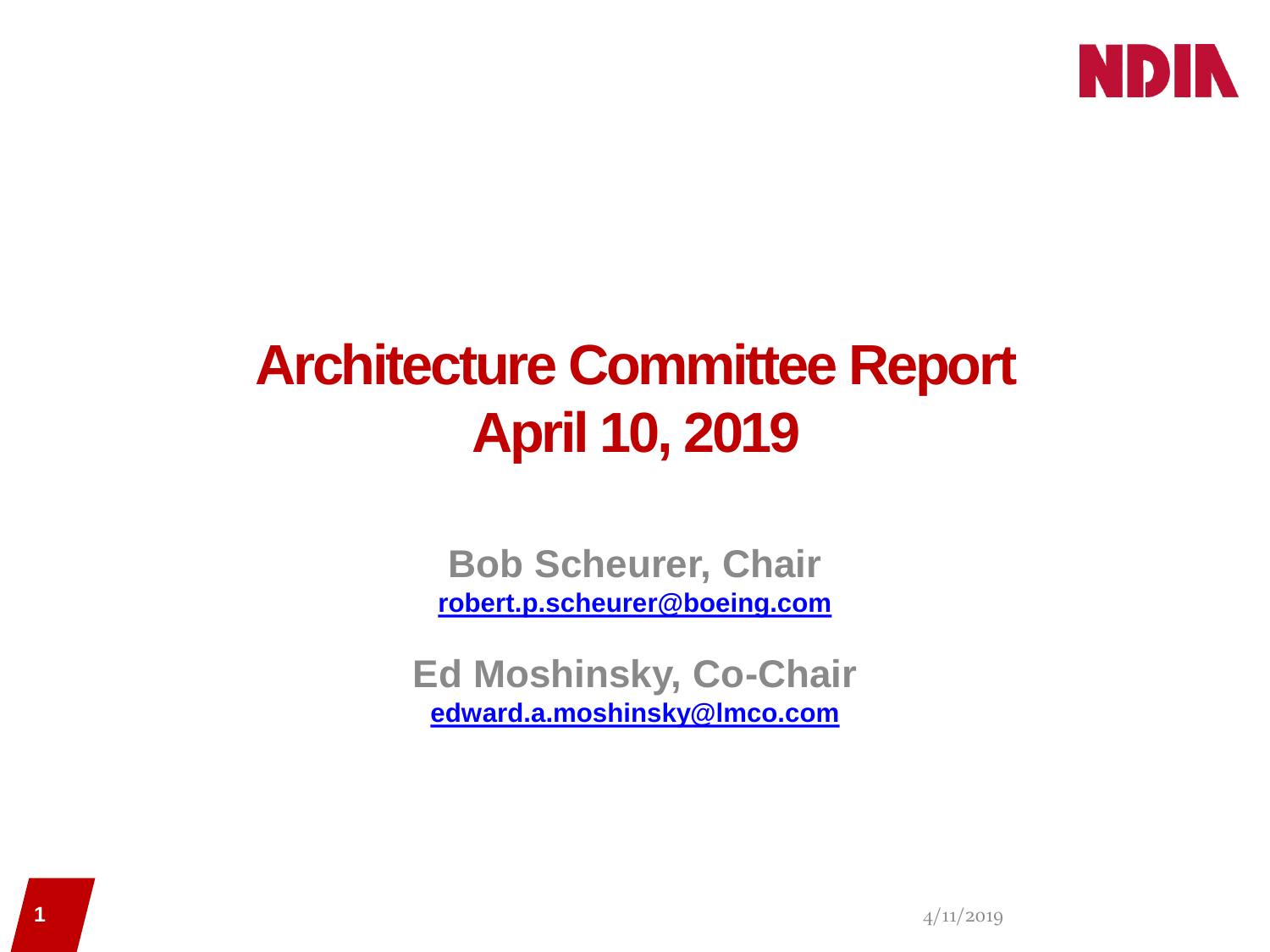# Architecture Committee Report
# April 10, 2019

**Bob Scheurer, Chair**
**robert.p.scheurer@boeing.com**

**Ed Moshinsky, Co-Chair**
**edward.a.moshinsky@lmco.com**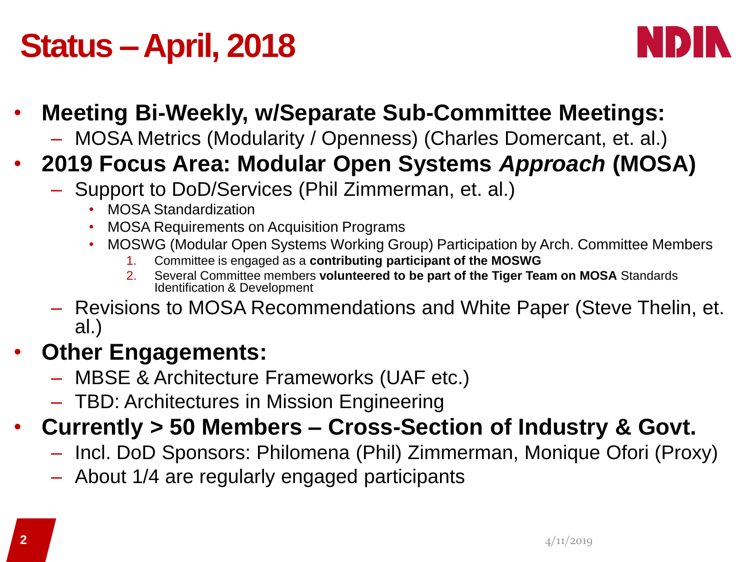# Status – April, 2018

- **Meeting Bi-Weekly, w/Separate Sub-Committee Meetings:**
  - MOSA Metrics (Modularity / Openness) (Charles Domercant, et. al.)
- **2019 Focus Area: Modular Open Systems *Approach* (MOSA)**
  - Support to DoD/Services (Phil Zimmerman, et. al.)
    - MOSA Standardization
    - MOSA Requirements on Acquisition Programs
    - MOSWG (Modular Open Systems Working Group) Participation by Arch. Committee Members
      1. Committee is engaged as a **contributing participant of the MOSWG**
      2. Several Committee members **volunteered to be part of the Tiger Team on MOSA** Standards Identification & Development
  - Revisions to MOSA Recommendations and White Paper (Steve Thelin, et. al.)
- **Other Engagements:**
  - MBSE & Architecture Frameworks (UAF etc.)
  - TBD: Architectures in Mission Engineering
- **Currently > 50 Members – Cross-Section of Industry & Govt.**
  - Incl. DoD Sponsors: Philomena (Phil) Zimmerman, Monique Ofori (Proxy)
  - About 1/4 are regularly engaged participants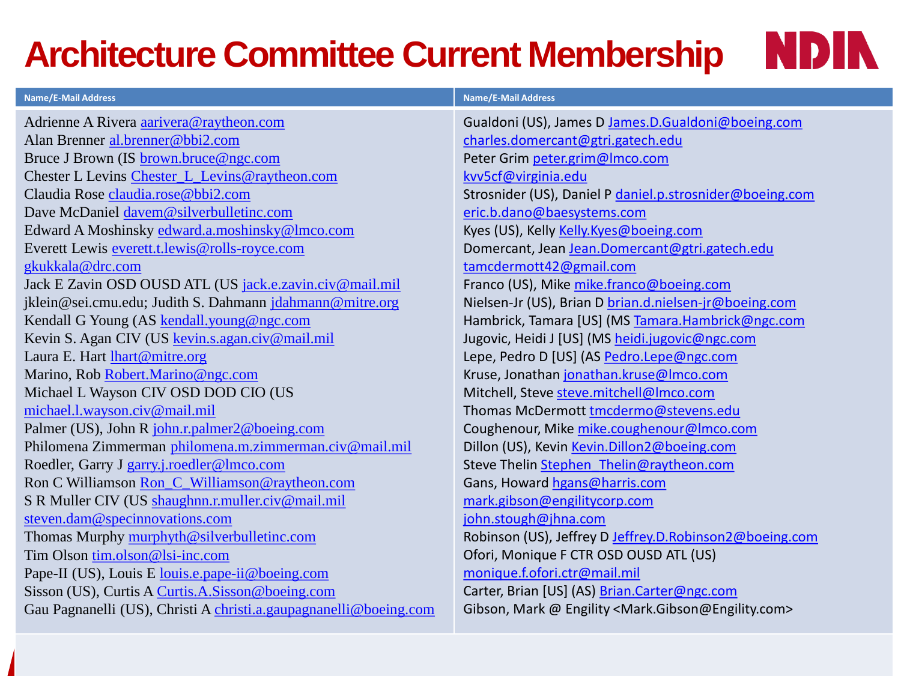# Architecture Committee Current Membership

NDIA

| Name/E-Mail Address | Name/E-Mail Address |
|---|---|
| Adrienne A Rivera aarivera@raytheon.com | Gualdoni (US), James D James.D.Gualdoni@boeing.com |
| Alan Brenner al.brenner@bbi2.com | charles.domercant@gtri.gatech.edu |
| Bruce J Brown (IS brown.bruce@ngc.com | Peter Grim peter.grim@lmco.com |
| Chester L Levins Chester_L_Levins@raytheon.com | kvv5cf@virginia.edu |
| Claudia Rose claudia.rose@bbi2.com | Strosnider (US), Daniel P daniel.p.strosnider@boeing.com |
| Dave McDaniel davem@silverbulletinc.com | eric.b.dano@baesystems.com |
| Edward A Moshinsky edward.a.moshinsky@lmco.com | Kyes (US), Kelly Kelly.Kyes@boeing.com |
| Everett Lewis everett.t.lewis@rolls-royce.com | Domercant, Jean Jean.Domercant@gtri.gatech.edu |
| gkukkala@drc.com | tamcdermott42@gmail.com |
| Jack E Zavin OSD OUSD ATL (US jack.e.zavin.civ@mail.mil | Franco (US), Mike mike.franco@boeing.com |
| jklein@sei.cmu.edu; Judith S. Dahmann jdahmann@mitre.org | Nielsen-Jr (US), Brian D brian.d.nielsen-jr@boeing.com |
| Kendall G Young (AS kendall.young@ngc.com | Hambrick, Tamara [US] (MS Tamara.Hambrick@ngc.com |
| Kevin S. Agan CIV (US kevin.s.agan.civ@mail.mil | Jugovic, Heidi J [US] (MS heidi.jugovic@ngc.com |
| Laura E. Hart lhart@mitre.org | Lepe, Pedro D [US] (AS Pedro.Lepe@ngc.com |
| Marino, Rob Robert.Marino@ngc.com | Kruse, Jonathan jonathan.kruse@lmco.com |
| Michael L Wayson CIV OSD DOD CIO (US | Mitchell, Steve steve.mitchell@lmco.com |
| michael.l.wayson.civ@mail.mil | Thomas McDermott tmcdermo@stevens.edu |
| Palmer (US), John R john.r.palmer2@boeing.com | Coughenour, Mike mike.coughenour@lmco.com |
| Philomena Zimmerman philomena.m.zimmerman.civ@mail.mil | Dillon (US), Kevin Kevin.Dillon2@boeing.com |
| Roedler, Garry J garry.j.roedler@lmco.com | Steve Thelin Stephen_Thelin@raytheon.com |
| Ron C Williamson Ron_C_Williamson@raytheon.com | Gans, Howard hgans@harris.com |
| S R Muller CIV (US shaughnn.r.muller.civ@mail.mil | mark.gibson@engilitycorp.com |
| steven.dam@specinnovations.com | john.stough@jhna.com |
| Thomas Murphy murphyth@silverbulletinc.com | Robinson (US), Jeffrey D Jeffrey.D.Robinson2@boeing.com |
| Tim Olson tim.olson@lsi-inc.com | Ofori, Monique F CTR OSD OUSD ATL (US) |
| Pape-II (US), Louis E louis.e.pape-ii@boeing.com | monique.f.ofori.ctr@mail.mil |
| Sisson (US), Curtis A Curtis.A.Sisson@boeing.com | Carter, Brian [US] (AS) Brian.Carter@ngc.com |
| Gau Pagnanelli (US), Christi A christi.a.gaupagnanelli@boeing.com | Gibson, Mark @ Engility <Mark.Gibson@Engility.com> |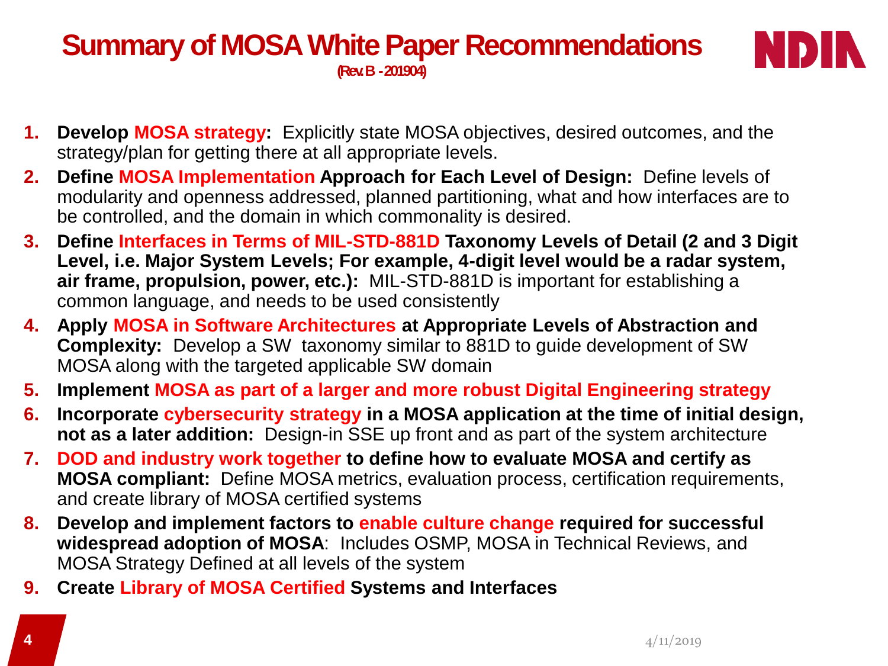# Summary of MOSA White Paper Recommendations

**(Rev.B - 201904)**

1. **Develop MOSA strategy:** Explicitly state MOSA objectives, desired outcomes, and the strategy/plan for getting there at all appropriate levels.
2. **Define MOSA Implementation Approach for Each Level of Design:** Define levels of modularity and openness addressed, planned partitioning, what and how interfaces are to be controlled, and the domain in which commonality is desired.
3. **Define Interfaces in Terms of MIL-STD-881D Taxonomy Levels of Detail (2 and 3 Digit Level, i.e. Major System Levels; For example, 4-digit level would be a radar system, air frame, propulsion, power, etc.):** MIL-STD-881D is important for establishing a common language, and needs to be used consistently
4. **Apply MOSA in Software Architectures at Appropriate Levels of Abstraction and Complexity:** Develop a SW taxonomy similar to 881D to guide development of SW MOSA along with the targeted applicable SW domain
5. **Implement MOSA as part of a larger and more robust Digital Engineering strategy**
6. **Incorporate cybersecurity strategy in a MOSA application at the time of initial design, not as a later addition:** Design-in SSE up front and as part of the system architecture
7. **DOD and industry work together to define how to evaluate MOSA and certify as MOSA compliant:** Define MOSA metrics, evaluation process, certification requirements, and create library of MOSA certified systems
8. **Develop and implement factors to enable culture change required for successful widespread adoption of MOSA**: Includes OSMP, MOSA in Technical Reviews, and MOSA Strategy Defined at all levels of the system
9. **Create Library of MOSA Certified Systems and Interfaces**

4/11/2019